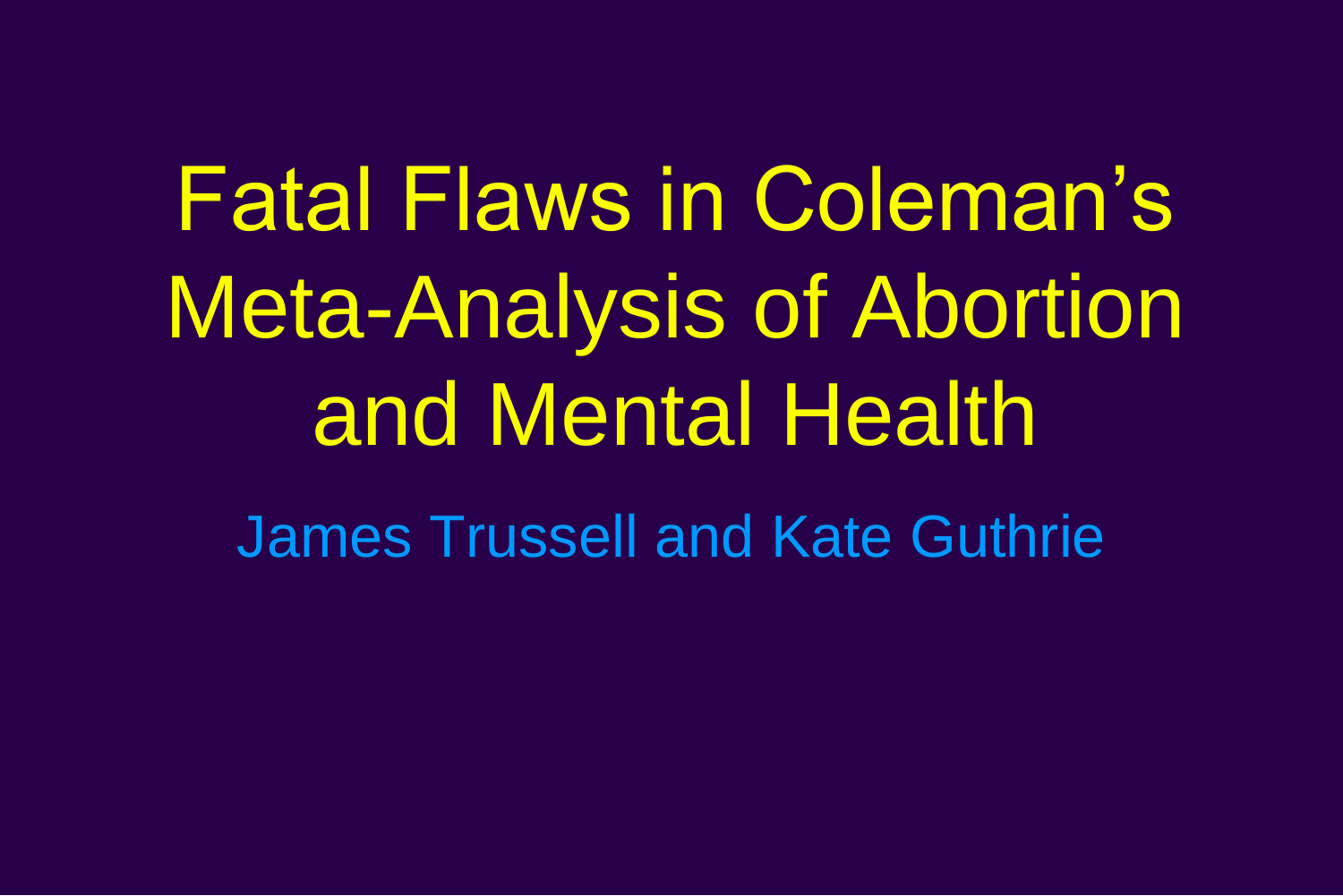# Fatal Flaws in Coleman's Meta-Analysis of Abortion and Mental Health

James Trussell and Kate Guthrie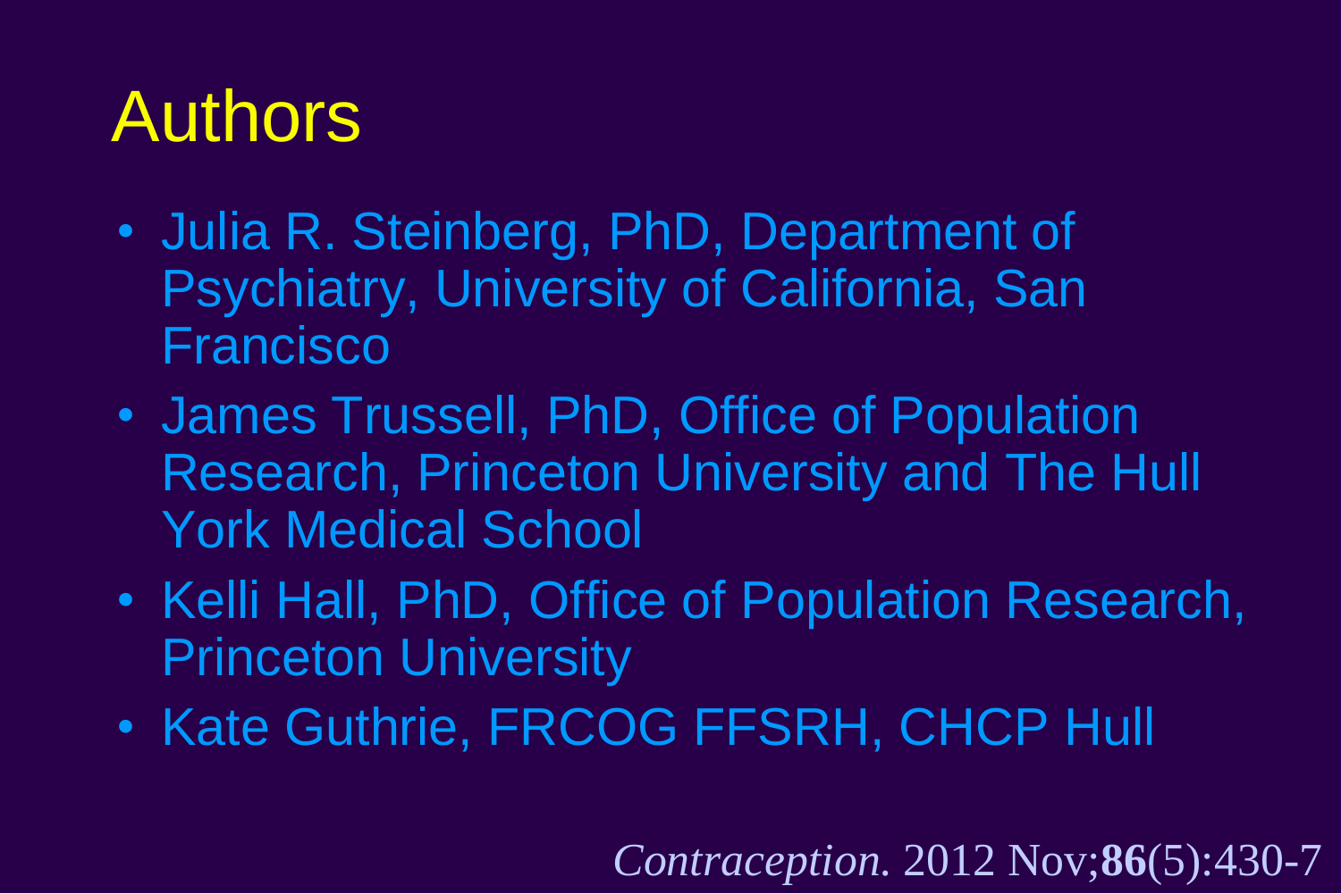# Authors

- Julia R. Steinberg, PhD, Department of Psychiatry, University of California, San Francisco
- James Trussell, PhD, Office of Population Research, Princeton University and The Hull York Medical School
- Kelli Hall, PhD, Office of Population Research, Princeton University
- Kate Guthrie, FRCOG FFSRH, CHCP Hull

*Contraception.* 2012 Nov;**86**(5):430-7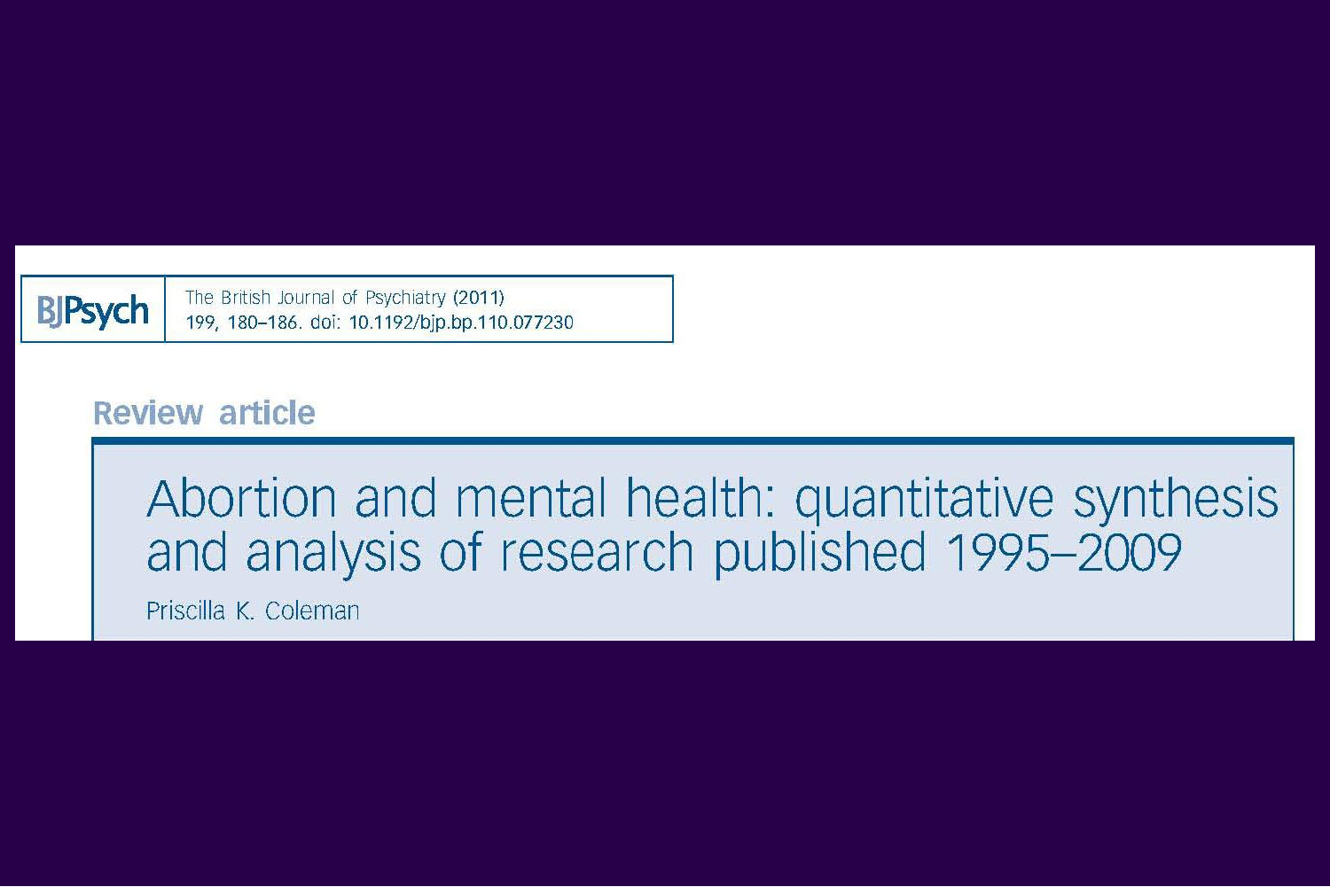BJPsych

The British Journal of Psychiatry (2011) 199, 180–186. doi: 10.1192/bjp.bp.110.077230

Review article

# Abortion and mental health: quantitative synthesis and analysis of research published 1995–2009

Priscilla K. Coleman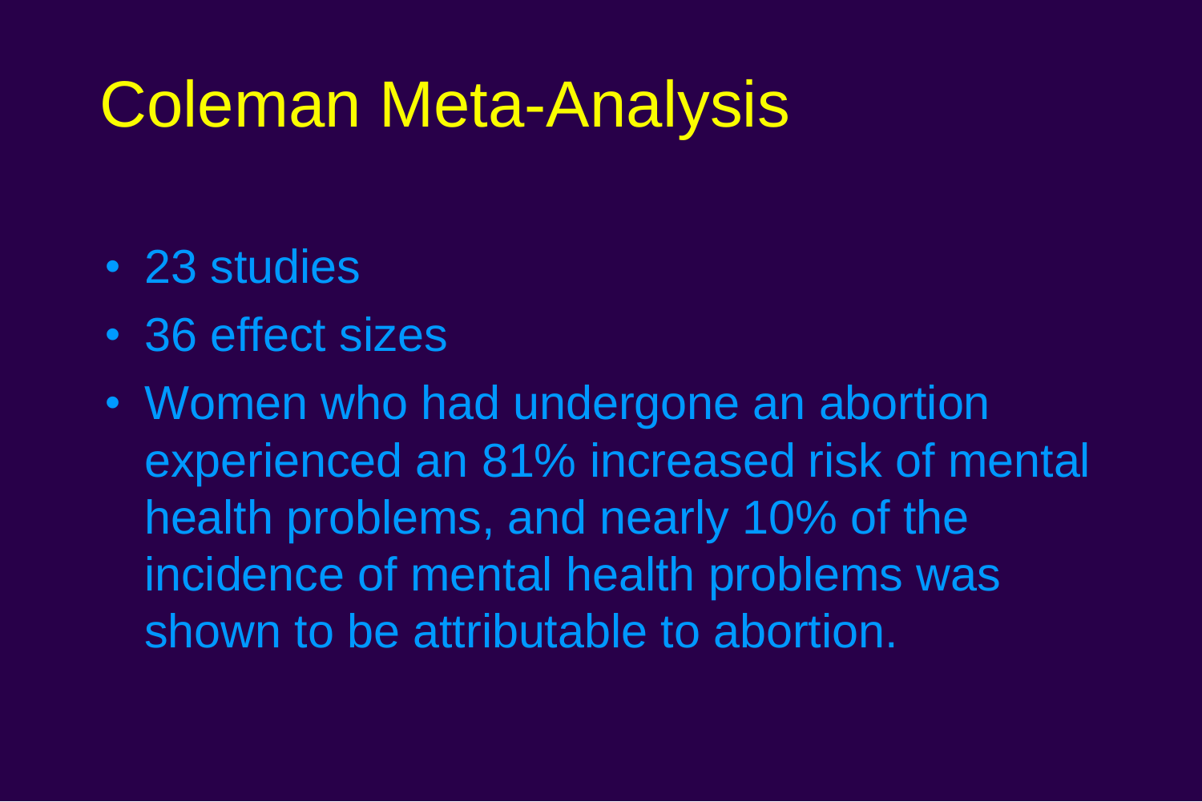# Coleman Meta-Analysis

- 23 studies
- 36 effect sizes
- Women who had undergone an abortion experienced an 81% increased risk of mental health problems, and nearly 10% of the incidence of mental health problems was shown to be attributable to abortion.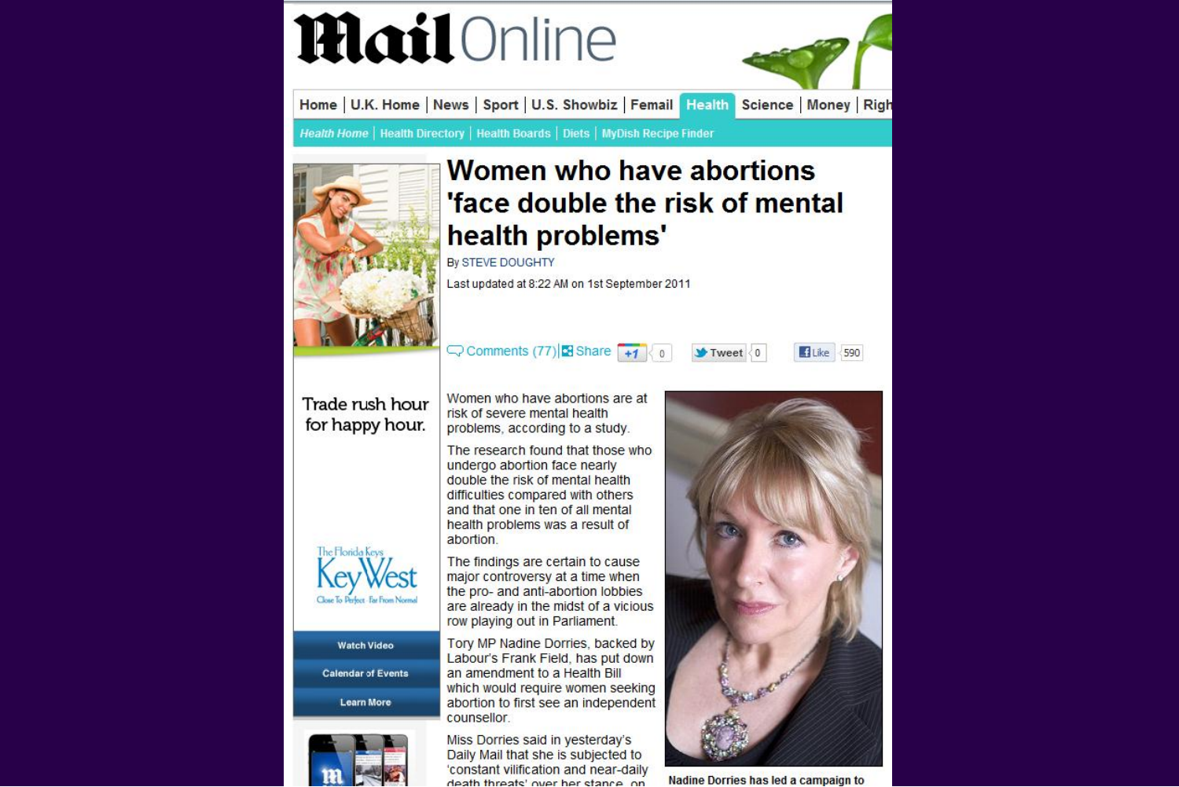# Women who have abortions 'face double the risk of mental health problems'

By STEVE DOUGHTY

Last updated at 8:22 AM on 1st September 2011

Comments (77) | Share

Women who have abortions are at risk of severe mental health problems, according to a study.

The research found that those who undergo abortion face nearly double the risk of mental health difficulties compared with others and that one in ten of all mental health problems was a result of abortion.

The findings are certain to cause major controversy at a time when the pro- and anti-abortion lobbies are already in the midst of a vicious row playing out in Parliament.

Tory MP Nadine Dorries, backed by Labour's Frank Field, has put down an amendment to a Health Bill which would require women seeking abortion to first see an independent counsellor.

Miss Dorries said in yesterday's Daily Mail that she is subjected to 'constant vilification and near-daily death threats' over her stance on

Nadine Dorries has led a campaign to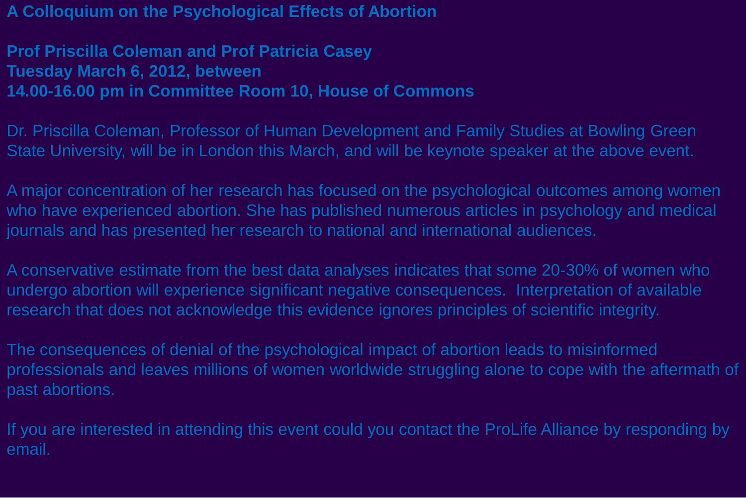# A Colloquium on the Psychological Effects of Abortion

**Prof Priscilla Coleman and Prof Patricia Casey**
**Tuesday March 6, 2012, between**
**14.00-16.00 pm in Committee Room 10, House of Commons**

Dr. Priscilla Coleman, Professor of Human Development and Family Studies at Bowling Green State University, will be in London this March, and will be keynote speaker at the above event.

A major concentration of her research has focused on the psychological outcomes among women who have experienced abortion. She has published numerous articles in psychology and medical journals and has presented her research to national and international audiences.

A conservative estimate from the best data analyses indicates that some 20-30% of women who undergo abortion will experience significant negative consequences. Interpretation of available research that does not acknowledge this evidence ignores principles of scientific integrity.

The consequences of denial of the psychological impact of abortion leads to misinformed professionals and leaves millions of women worldwide struggling alone to cope with the aftermath of past abortions.

If you are interested in attending this event could you contact the ProLife Alliance by responding by email.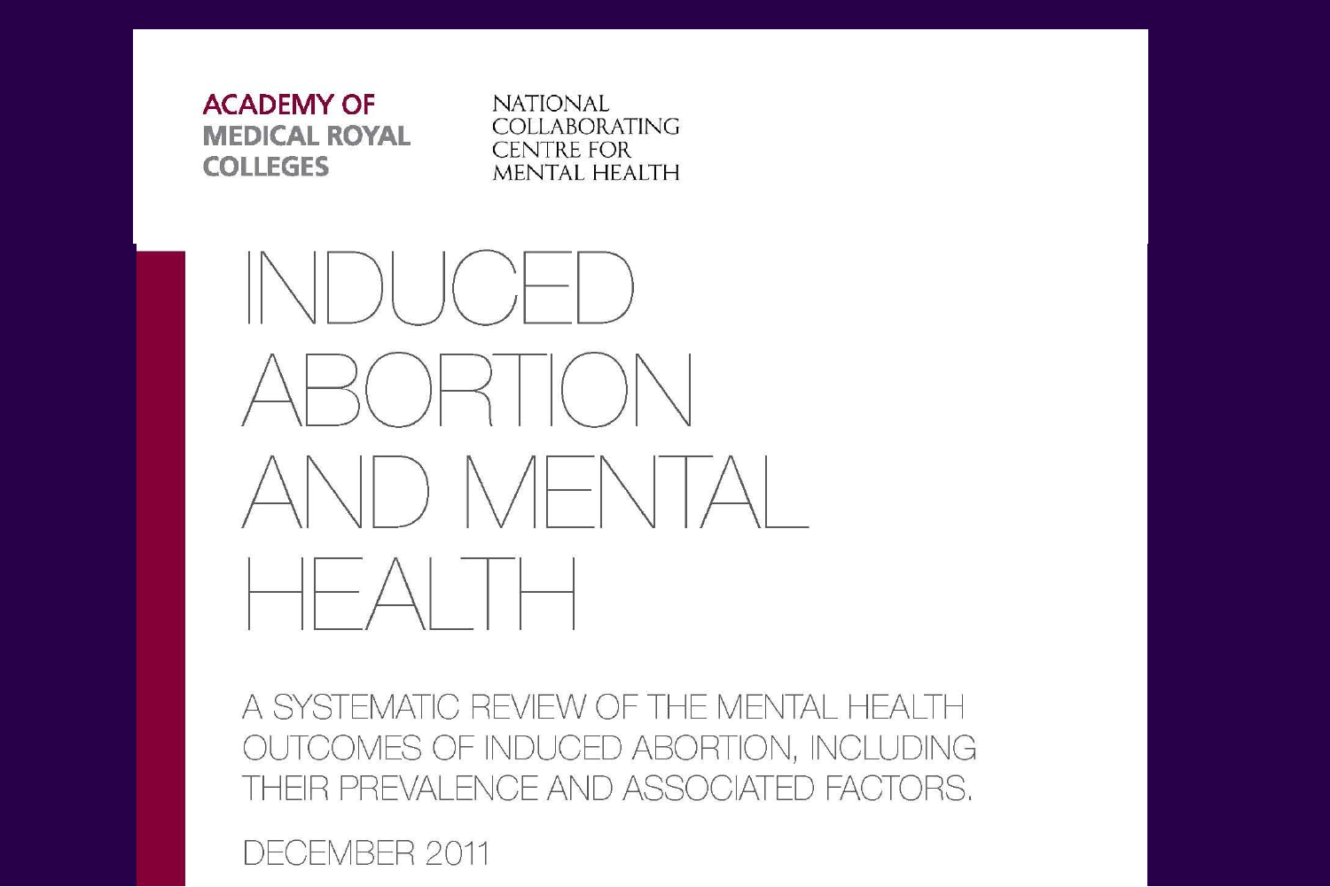ACADEMY OF MEDICAL ROYAL COLLEGES

NATIONAL COLLABORATING CENTRE FOR MENTAL HEALTH

# INDUCED ABORTION AND MENTAL HEALTH

A SYSTEMATIC REVIEW OF THE MENTAL HEALTH OUTCOMES OF INDUCED ABORTION, INCLUDING THEIR PREVALENCE AND ASSOCIATED FACTORS.

DECEMBER 2011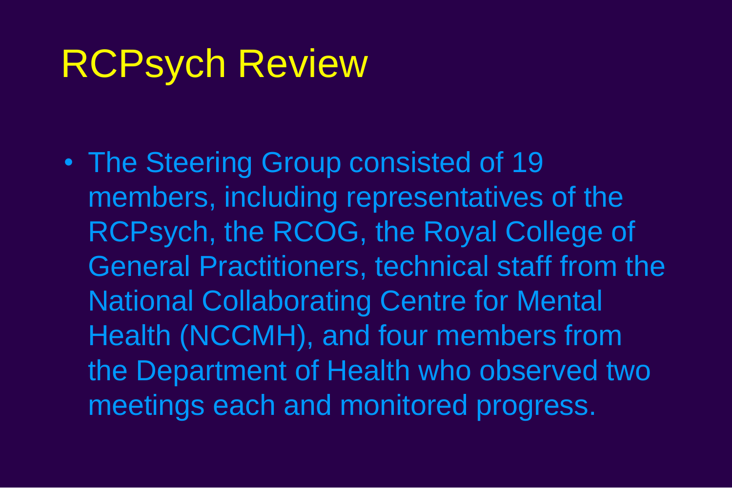# RCPsych Review

- The Steering Group consisted of 19 members, including representatives of the RCPsych, the RCOG, the Royal College of General Practitioners, technical staff from the National Collaborating Centre for Mental Health (NCCMH), and four members from the Department of Health who observed two meetings each and monitored progress.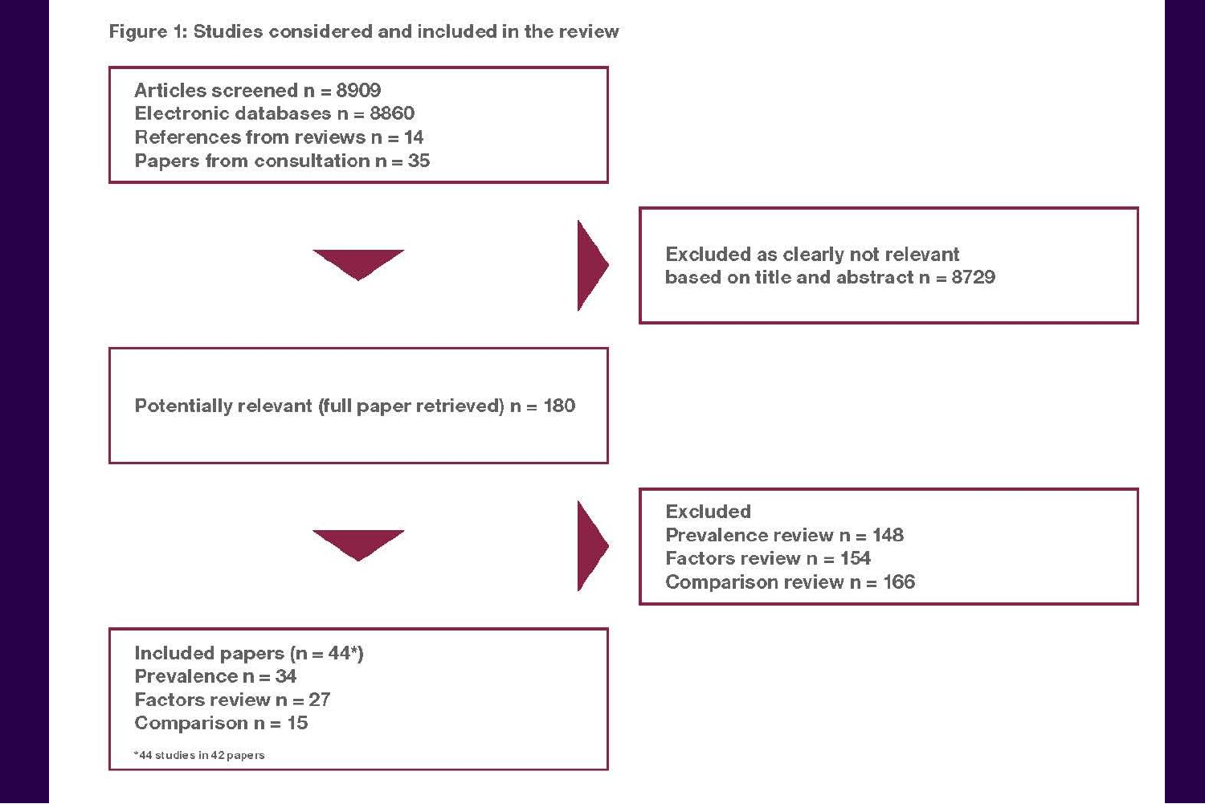**Figure 1: Studies considered and included in the review**

Articles screened n = 8909
Electronic databases n = 8860
References from reviews n = 14
Papers from consultation n = 35

Excluded as clearly not relevant based on title and abstract n = 8729

Potentially relevant (full paper retrieved) n = 180

Excluded
Prevalence review n = 148
Factors review n = 154
Comparison review n = 166

Included papers (n = 44*)
Prevalence n = 34
Factors review n = 27
Comparison n = 15

*44 studies in 42 papers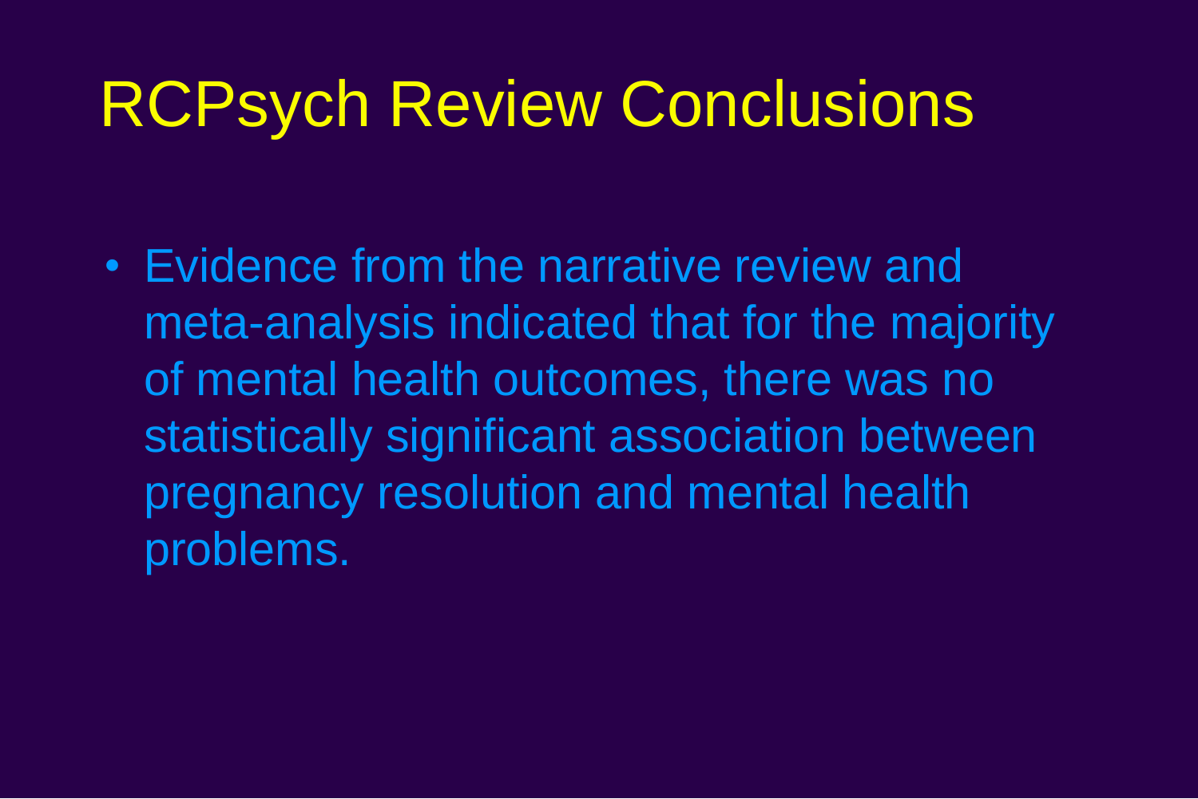# RCPsych Review Conclusions

- Evidence from the narrative review and meta-analysis indicated that for the majority of mental health outcomes, there was no statistically significant association between pregnancy resolution and mental health problems.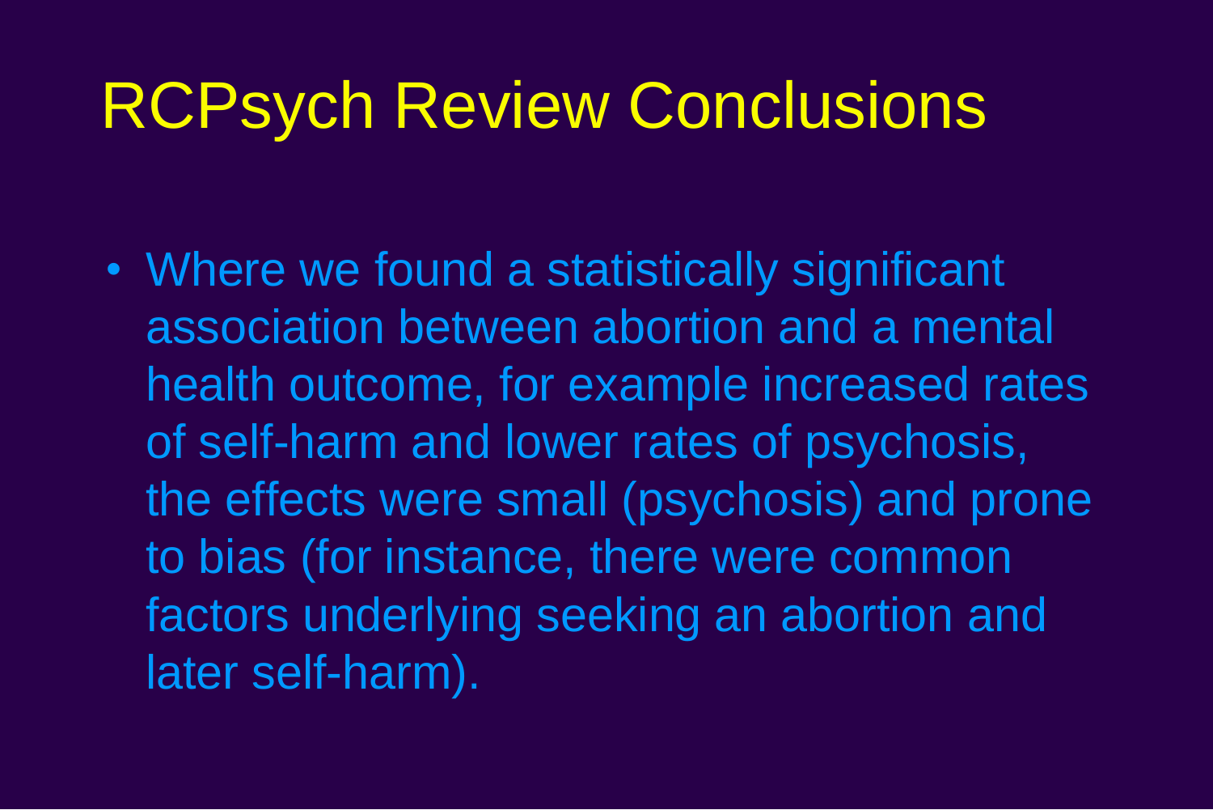# RCPsych Review Conclusions

- Where we found a statistically significant association between abortion and a mental health outcome, for example increased rates of self-harm and lower rates of psychosis, the effects were small (psychosis) and prone to bias (for instance, there were common factors underlying seeking an abortion and later self-harm).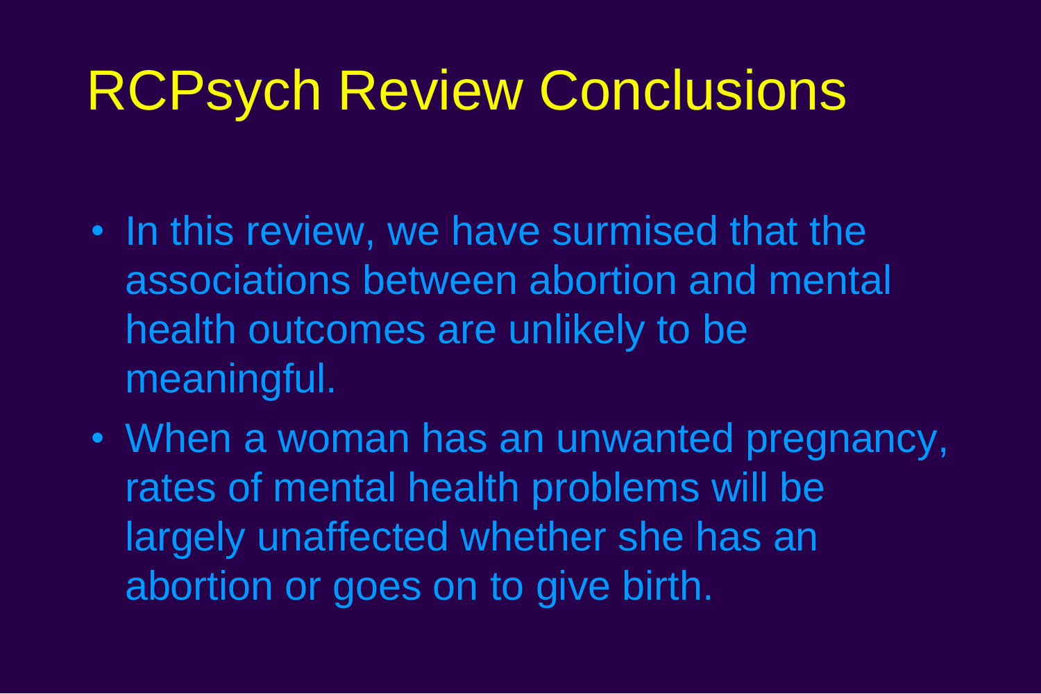# RCPsych Review Conclusions

- In this review, we have surmised that the associations between abortion and mental health outcomes are unlikely to be meaningful.
- When a woman has an unwanted pregnancy, rates of mental health problems will be largely unaffected whether she has an abortion or goes on to give birth.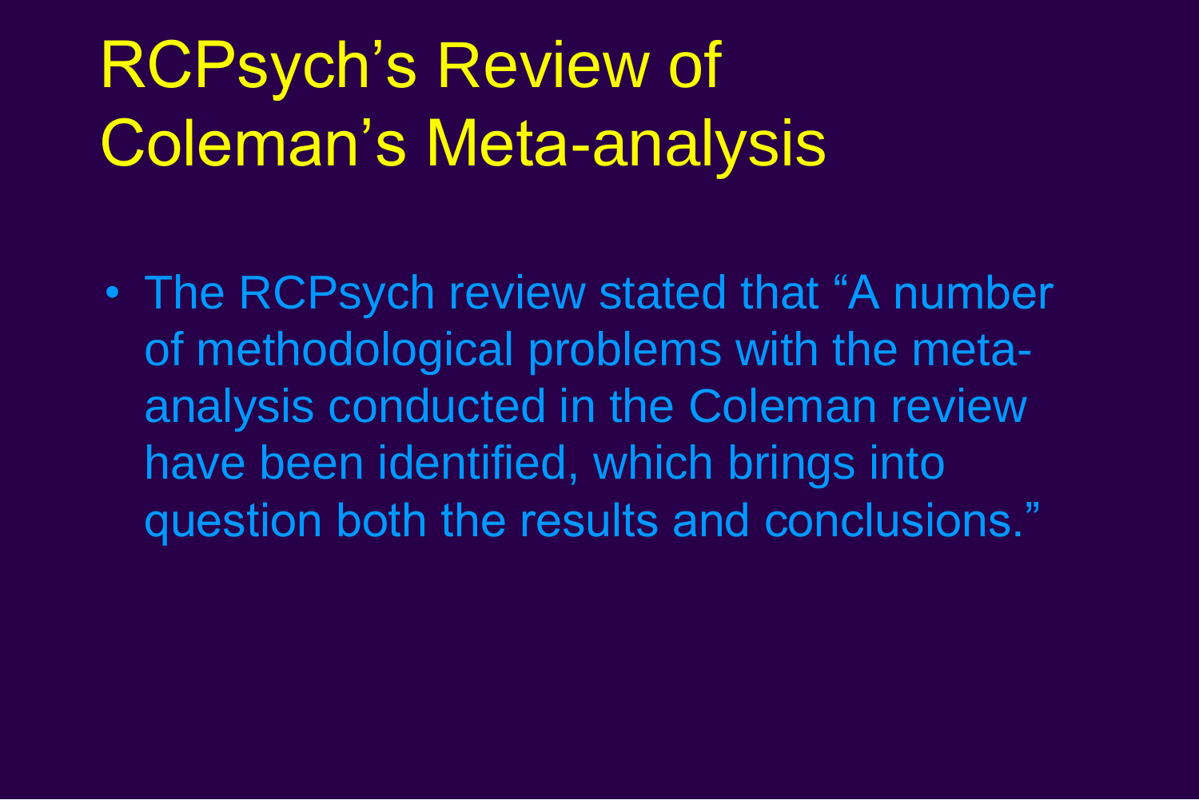# RCPsych's Review of Coleman's Meta-analysis

- The RCPsych review stated that "A number of methodological problems with the meta-analysis conducted in the Coleman review have been identified, which brings into question both the results and conclusions."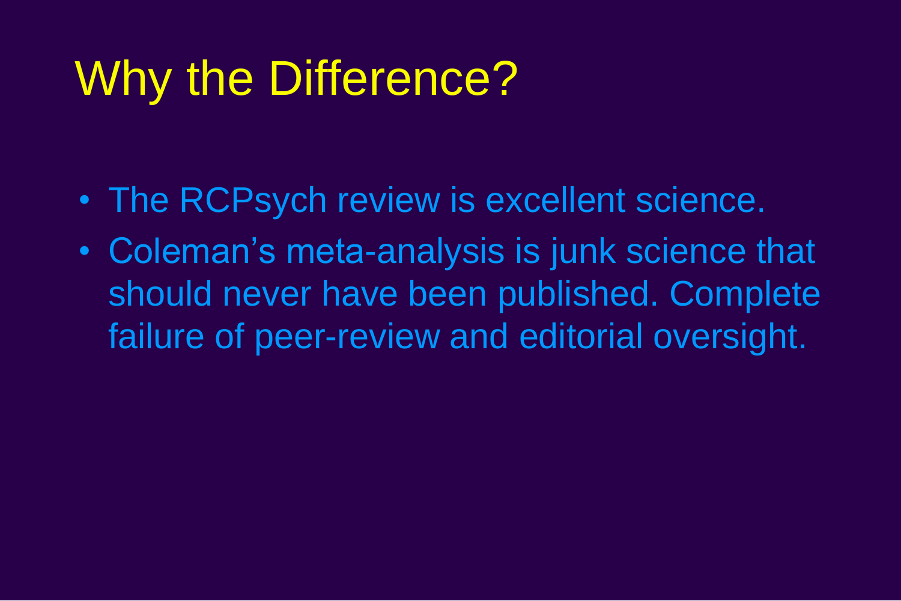# Why the Difference?

- The RCPsych review is excellent science.
- Coleman’s meta-analysis is junk science that should never have been published. Complete failure of peer-review and editorial oversight.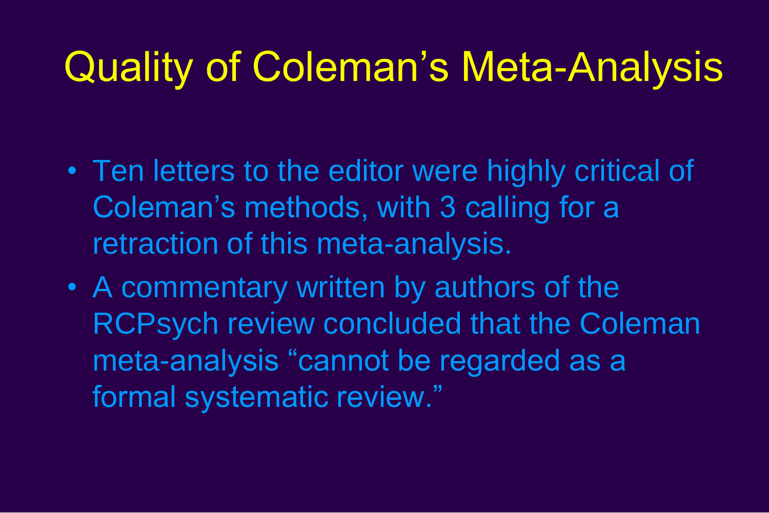# Quality of Coleman’s Meta-Analysis

- Ten letters to the editor were highly critical of Coleman’s methods, with 3 calling for a retraction of this meta-analysis.
- A commentary written by authors of the RCPsych review concluded that the Coleman meta-analysis “cannot be regarded as a formal systematic review.”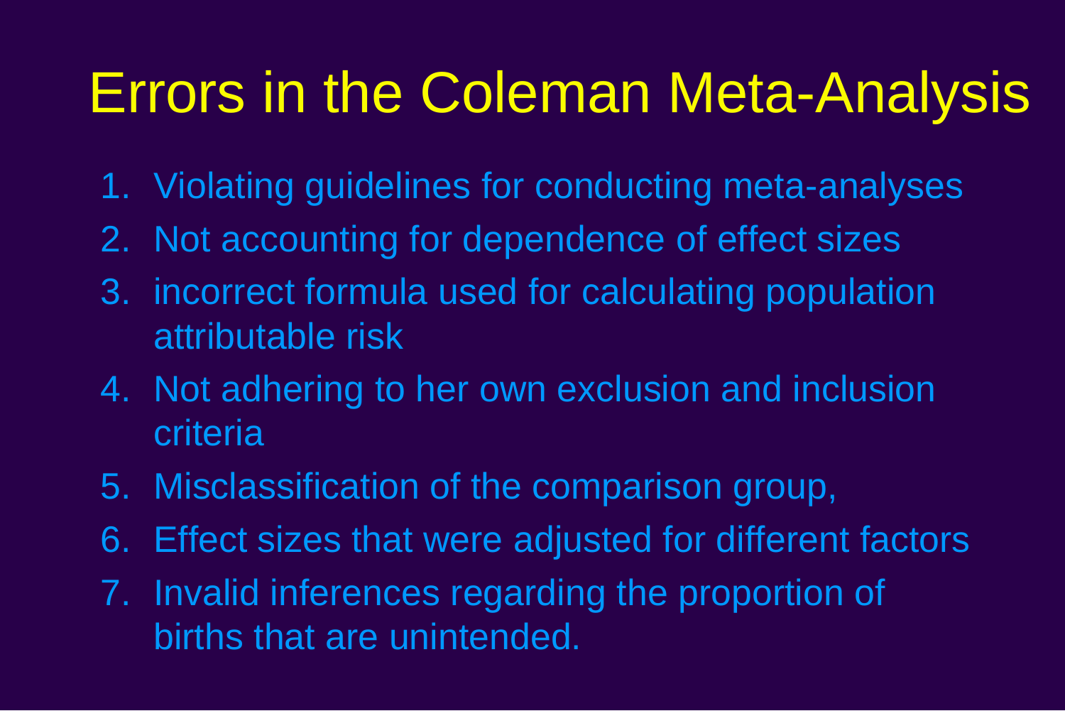# Errors in the Coleman Meta-Analysis

1. Violating guidelines for conducting meta-analyses
2. Not accounting for dependence of effect sizes
3. incorrect formula used for calculating population attributable risk
4. Not adhering to her own exclusion and inclusion criteria
5. Misclassification of the comparison group,
6. Effect sizes that were adjusted for different factors
7. Invalid inferences regarding the proportion of births that are unintended.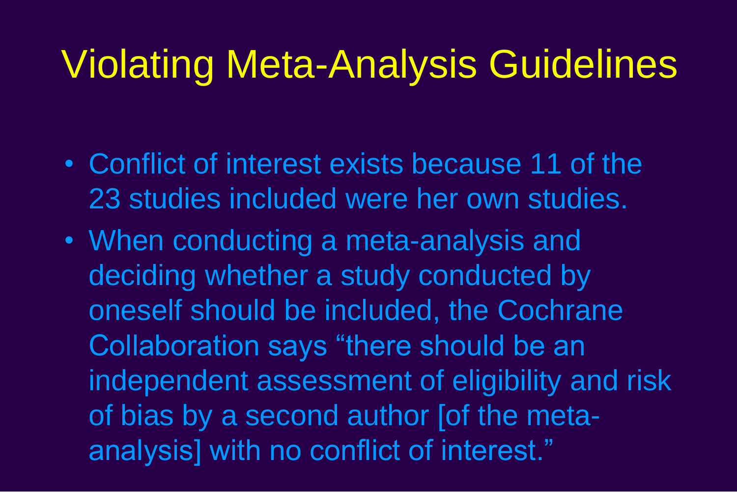# Violating Meta-Analysis Guidelines

- Conflict of interest exists because 11 of the 23 studies included were her own studies.
- When conducting a meta-analysis and deciding whether a study conducted by oneself should be included, the Cochrane Collaboration says "there should be an independent assessment of eligibility and risk of bias by a second author [of the meta-analysis] with no conflict of interest."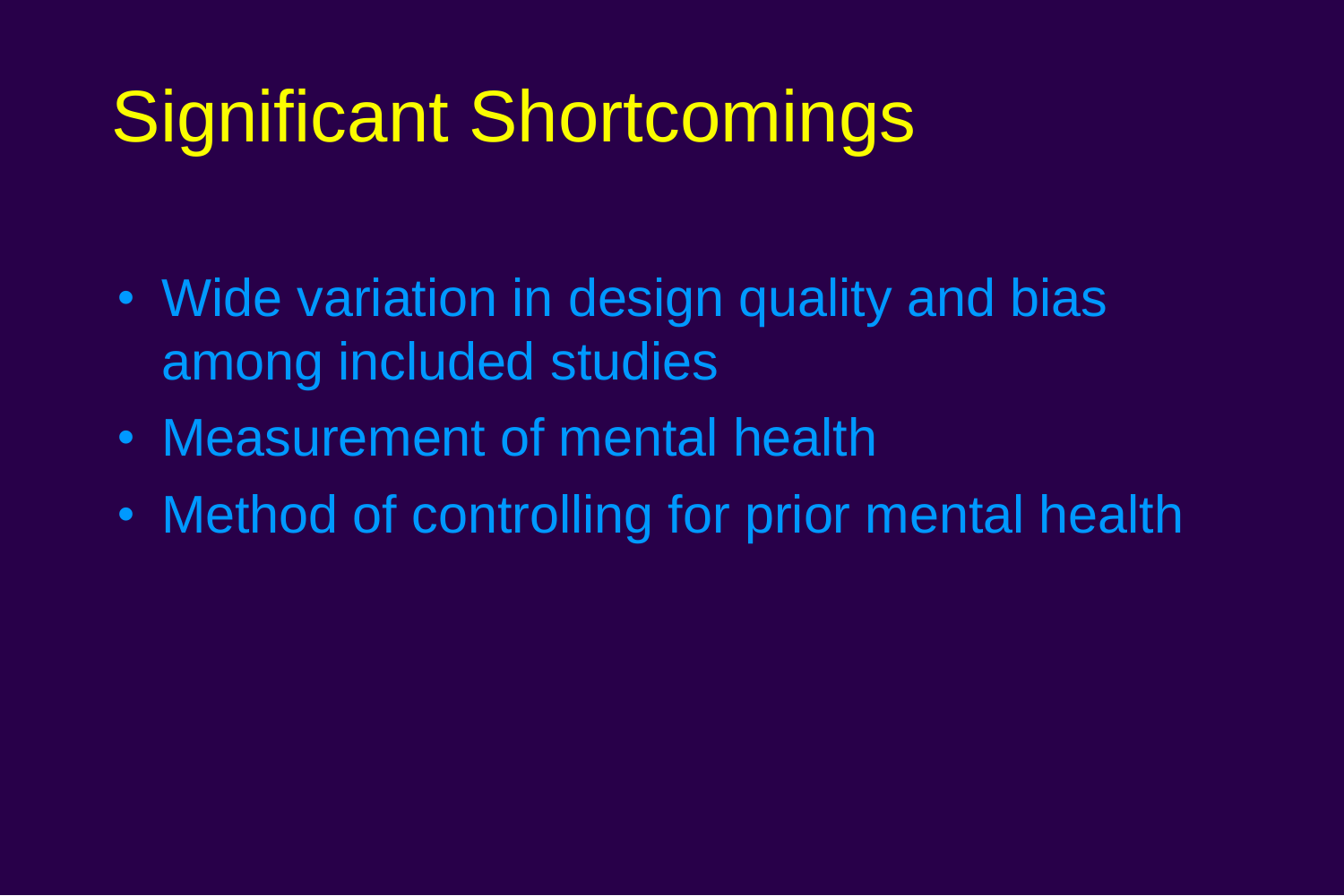# Significant Shortcomings

- Wide variation in design quality and bias among included studies
- Measurement of mental health
- Method of controlling for prior mental health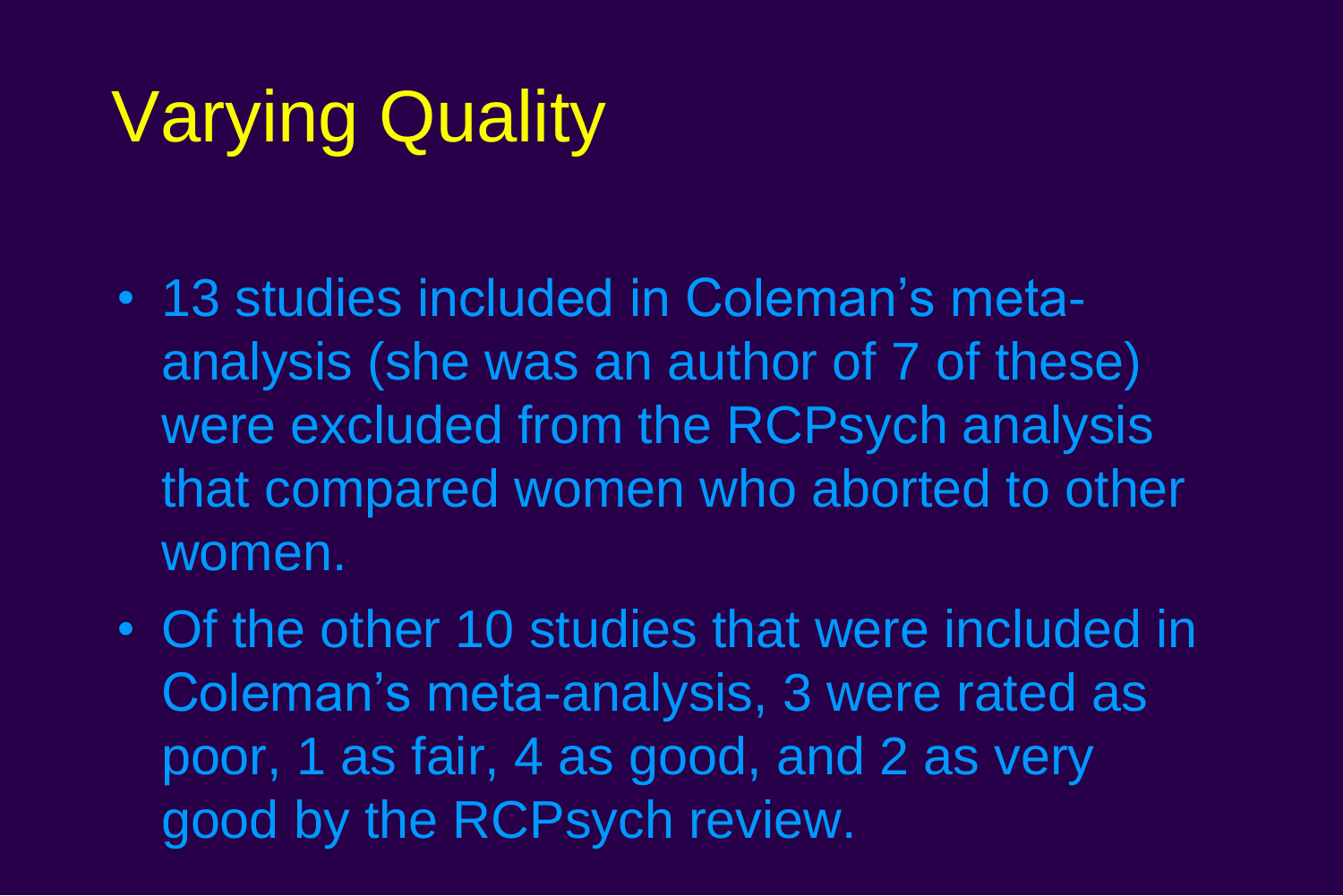# Varying Quality

- 13 studies included in Coleman's meta-analysis (she was an author of 7 of these) were excluded from the RCPsych analysis that compared women who aborted to other women.
- Of the other 10 studies that were included in Coleman's meta-analysis, 3 were rated as poor, 1 as fair, 4 as good, and 2 as very good by the RCPsych review.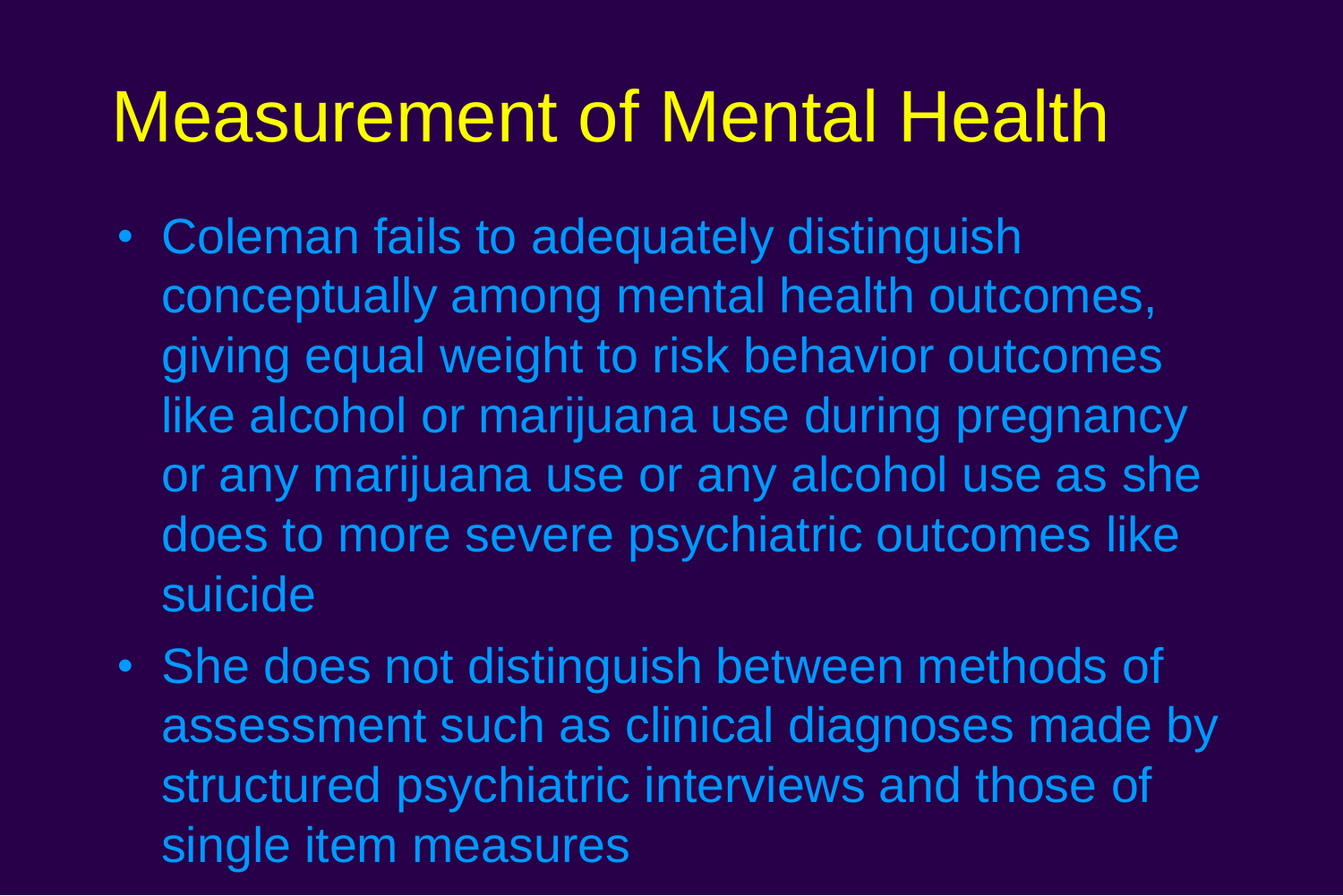# Measurement of Mental Health

- Coleman fails to adequately distinguish conceptually among mental health outcomes, giving equal weight to risk behavior outcomes like alcohol or marijuana use during pregnancy or any marijuana use or any alcohol use as she does to more severe psychiatric outcomes like suicide
- She does not distinguish between methods of assessment such as clinical diagnoses made by structured psychiatric interviews and those of single item measures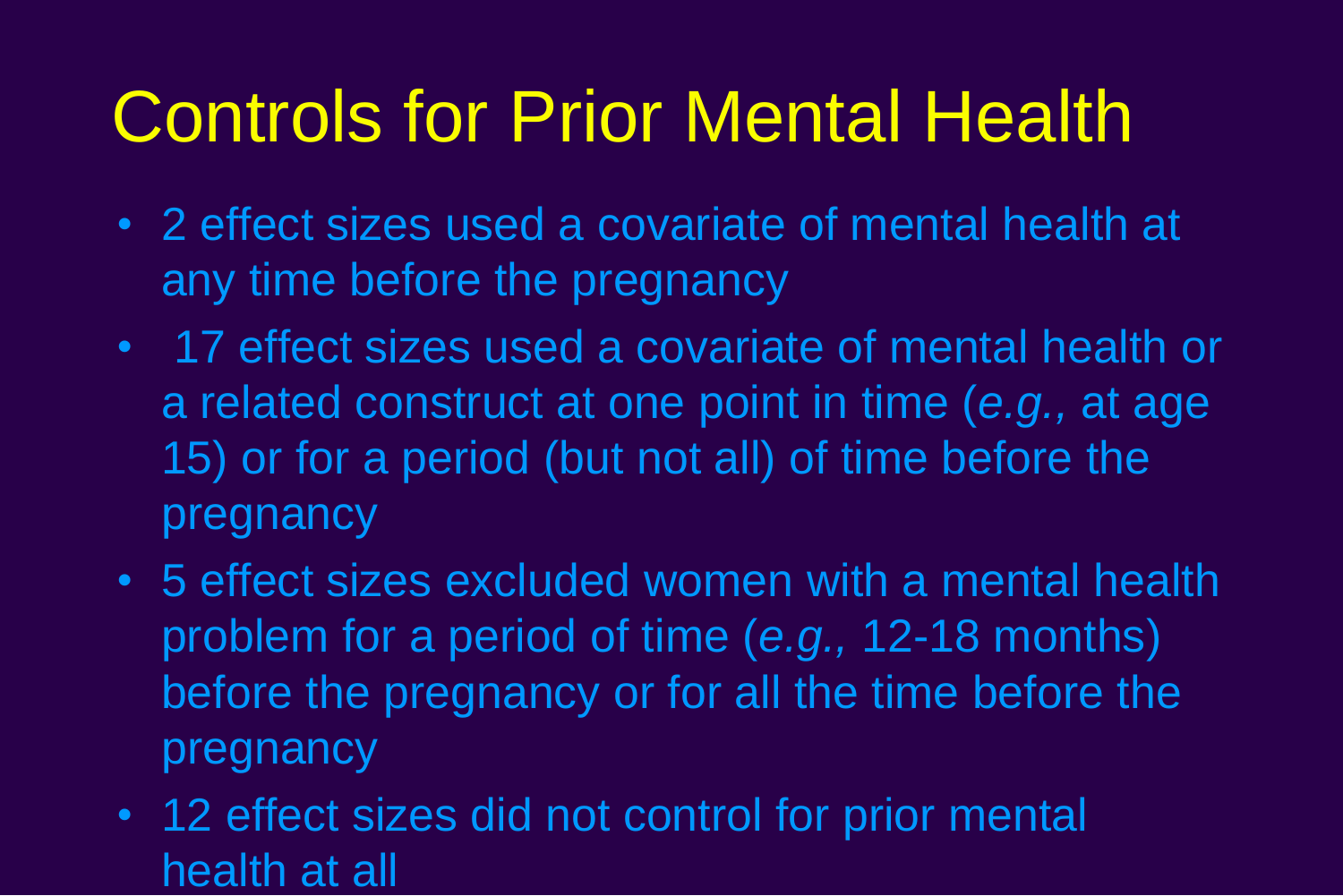# Controls for Prior Mental Health

- 2 effect sizes used a covariate of mental health at any time before the pregnancy
- 17 effect sizes used a covariate of mental health or a related construct at one point in time (*e.g.,* at age 15) or for a period (but not all) of time before the pregnancy
- 5 effect sizes excluded women with a mental health problem for a period of time (*e.g.,* 12-18 months) before the pregnancy or for all the time before the pregnancy
- 12 effect sizes did not control for prior mental health at all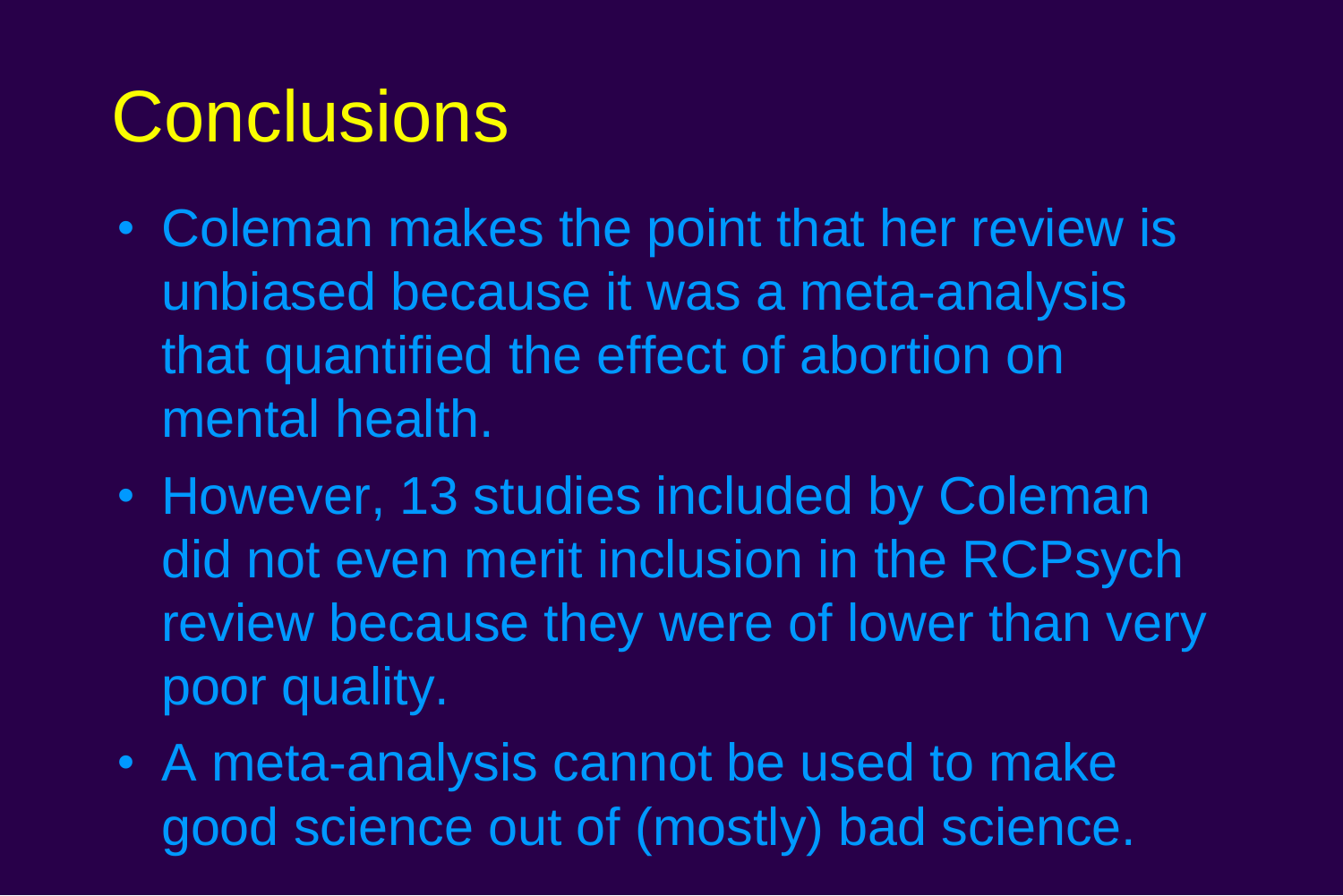# Conclusions

- Coleman makes the point that her review is unbiased because it was a meta-analysis that quantified the effect of abortion on mental health.
- However, 13 studies included by Coleman did not even merit inclusion in the RCPsych review because they were of lower than very poor quality.
- A meta-analysis cannot be used to make good science out of (mostly) bad science.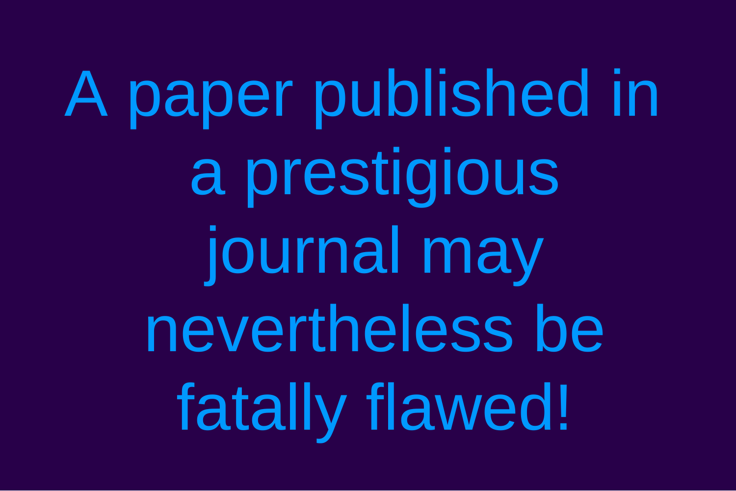A paper published in a prestigious journal may nevertheless be fatally flawed!